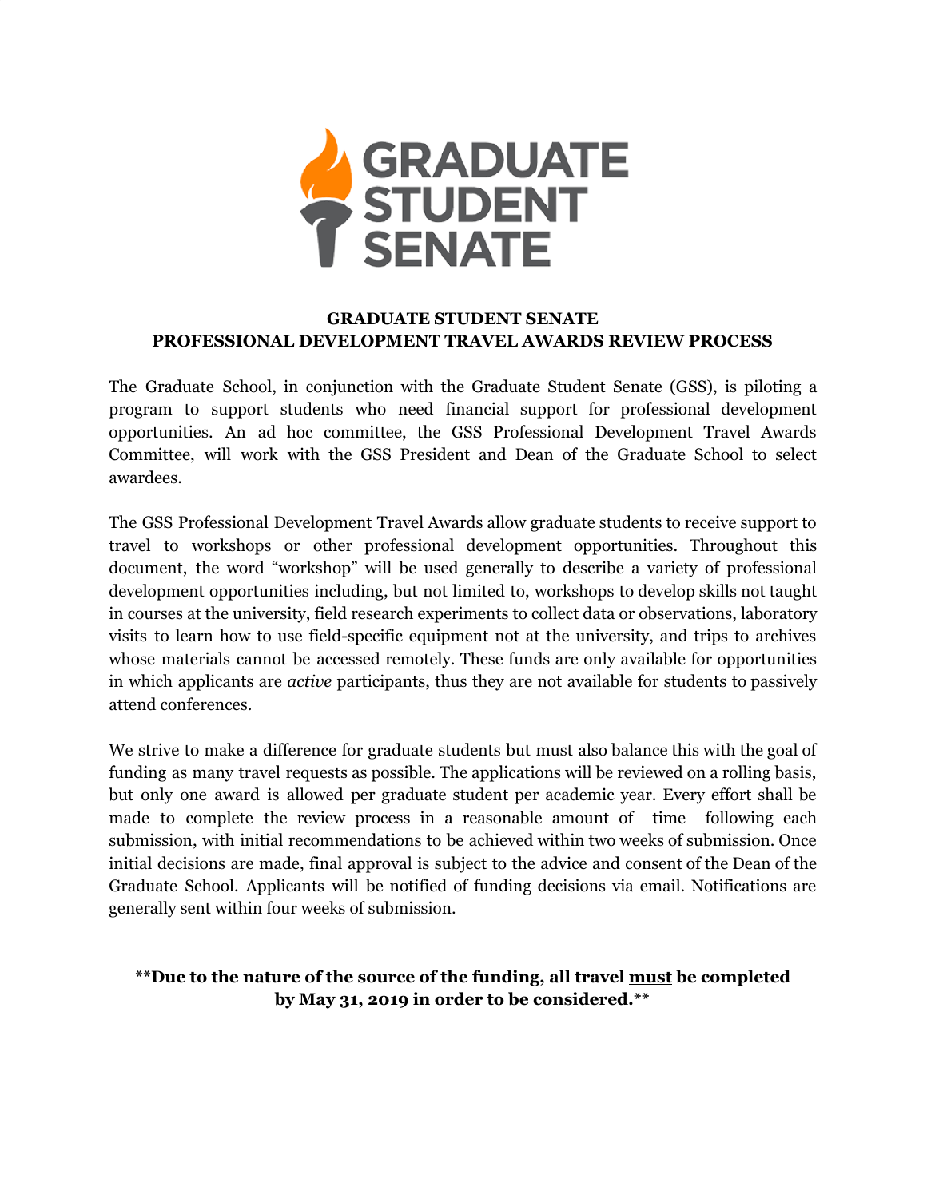# GRADUATE STUDENT SENATE
## PROFESSIONAL DEVELOPMENT TRAVEL AWARDS REVIEW PROCESS

The Graduate School, in conjunction with the Graduate Student Senate (GSS), is piloting a program to support students who need financial support for professional development opportunities. An ad hoc committee, the GSS Professional Development Travel Awards Committee, will work with the GSS President and Dean of the Graduate School to select awardees.

The GSS Professional Development Travel Awards allow graduate students to receive support to travel to workshops or other professional development opportunities. Throughout this document, the word "workshop" will be used generally to describe a variety of professional development opportunities including, but not limited to, workshops to develop skills not taught in courses at the university, field research experiments to collect data or observations, laboratory visits to learn how to use field-specific equipment not at the university, and trips to archives whose materials cannot be accessed remotely. These funds are only available for opportunities in which applicants are *active* participants, thus they are not available for students to passively attend conferences.

We strive to make a difference for graduate students but must also balance this with the goal of funding as many travel requests as possible. The applications will be reviewed on a rolling basis, but only one award is allowed per graduate student per academic year. Every effort shall be made to complete the review process in a reasonable amount of time following each submission, with initial recommendations to be achieved within two weeks of submission. Once initial decisions are made, final approval is subject to the advice and consent of the Dean of the Graduate School. Applicants will be notified of funding decisions via email. Notifications are generally sent within four weeks of submission.

**\*\*Due to the nature of the source of the funding, all travel <u>must</u> be completed by May 31, 2019 in order to be considered.\*\***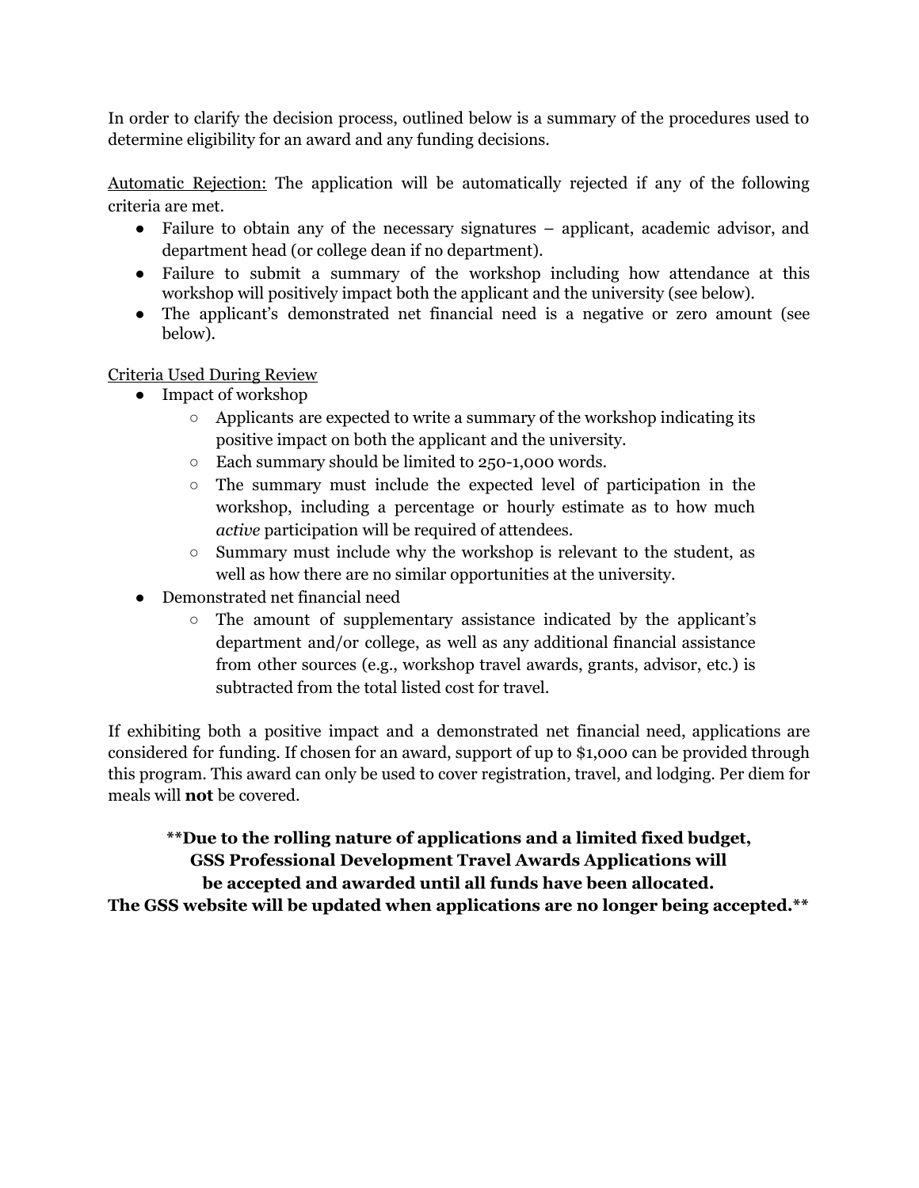In order to clarify the decision process, outlined below is a summary of the procedures used to determine eligibility for an award and any funding decisions.

Automatic Rejection: The application will be automatically rejected if any of the following criteria are met.

- Failure to obtain any of the necessary signatures – applicant, academic advisor, and department head (or college dean if no department).
- Failure to submit a summary of the workshop including how attendance at this workshop will positively impact both the applicant and the university (see below).
- The applicant's demonstrated net financial need is a negative or zero amount (see below).

Criteria Used During Review

- Impact of workshop
  - Applicants are expected to write a summary of the workshop indicating its positive impact on both the applicant and the university.
  - Each summary should be limited to 250-1,000 words.
  - The summary must include the expected level of participation in the workshop, including a percentage or hourly estimate as to how much *active* participation will be required of attendees.
  - Summary must include why the workshop is relevant to the student, as well as how there are no similar opportunities at the university.
- Demonstrated net financial need
  - The amount of supplementary assistance indicated by the applicant's department and/or college, as well as any additional financial assistance from other sources (e.g., workshop travel awards, grants, advisor, etc.) is subtracted from the total listed cost for travel.

If exhibiting both a positive impact and a demonstrated net financial need, applications are considered for funding. If chosen for an award, support of up to $1,000 can be provided through this program. This award can only be used to cover registration, travel, and lodging. Per diem for meals will **not** be covered.

**\*\*Due to the rolling nature of applications and a limited fixed budget, GSS Professional Development Travel Awards Applications will be accepted and awarded until all funds have been allocated. The GSS website will be updated when applications are no longer being accepted.\*\***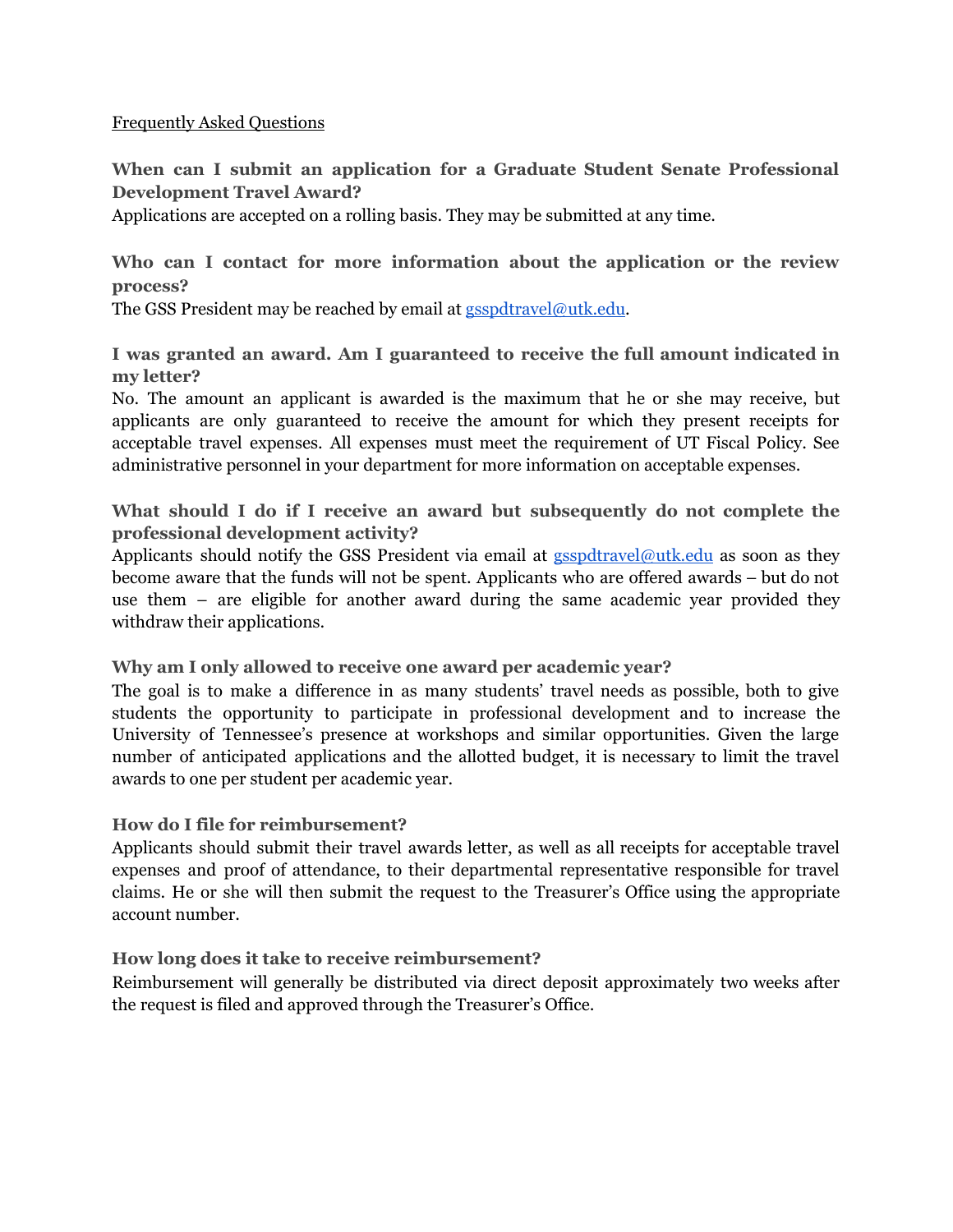<u>Frequently Asked Questions</u>

**When can I submit an application for a Graduate Student Senate Professional Development Travel Award?**

Applications are accepted on a rolling basis. They may be submitted at any time.

**Who can I contact for more information about the application or the review process?**

The GSS President may be reached by email at gsspdtravel@utk.edu.

**I was granted an award. Am I guaranteed to receive the full amount indicated in my letter?**

No. The amount an applicant is awarded is the maximum that he or she may receive, but applicants are only guaranteed to receive the amount for which they present receipts for acceptable travel expenses. All expenses must meet the requirement of UT Fiscal Policy. See administrative personnel in your department for more information on acceptable expenses.

**What should I do if I receive an award but subsequently do not complete the professional development activity?**

Applicants should notify the GSS President via email at gsspdtravel@utk.edu as soon as they become aware that the funds will not be spent. Applicants who are offered awards – but do not use them – are eligible for another award during the same academic year provided they withdraw their applications.

**Why am I only allowed to receive one award per academic year?**

The goal is to make a difference in as many students' travel needs as possible, both to give students the opportunity to participate in professional development and to increase the University of Tennessee's presence at workshops and similar opportunities. Given the large number of anticipated applications and the allotted budget, it is necessary to limit the travel awards to one per student per academic year.

**How do I file for reimbursement?**

Applicants should submit their travel awards letter, as well as all receipts for acceptable travel expenses and proof of attendance, to their departmental representative responsible for travel claims. He or she will then submit the request to the Treasurer's Office using the appropriate account number.

**How long does it take to receive reimbursement?**

Reimbursement will generally be distributed via direct deposit approximately two weeks after the request is filed and approved through the Treasurer's Office.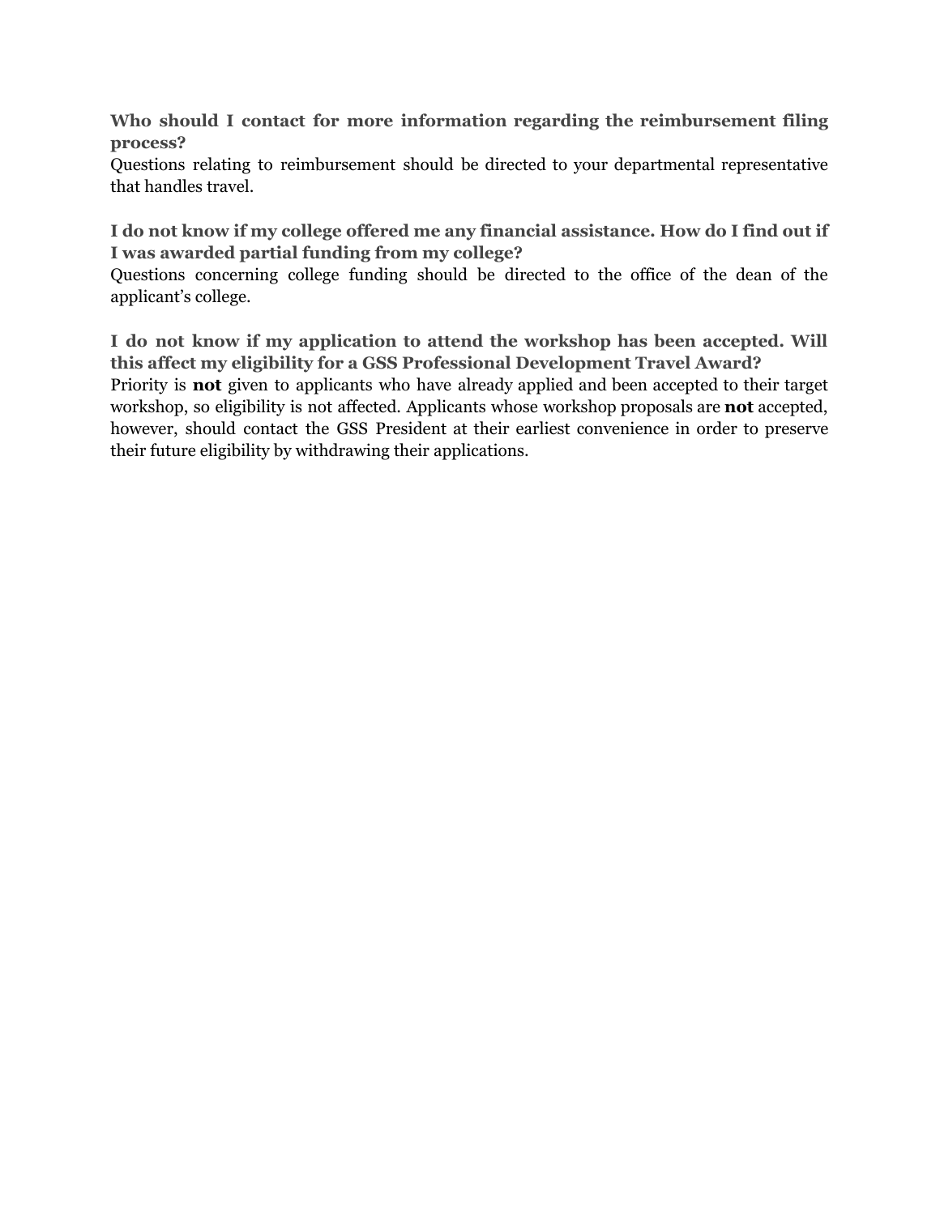**Who should I contact for more information regarding the reimbursement filing process?**
Questions relating to reimbursement should be directed to your departmental representative that handles travel.

**I do not know if my college offered me any financial assistance. How do I find out if I was awarded partial funding from my college?**
Questions concerning college funding should be directed to the office of the dean of the applicant's college.

**I do not know if my application to attend the workshop has been accepted. Will this affect my eligibility for a GSS Professional Development Travel Award?**
Priority is **not** given to applicants who have already applied and been accepted to their target workshop, so eligibility is not affected. Applicants whose workshop proposals are **not** accepted, however, should contact the GSS President at their earliest convenience in order to preserve their future eligibility by withdrawing their applications.